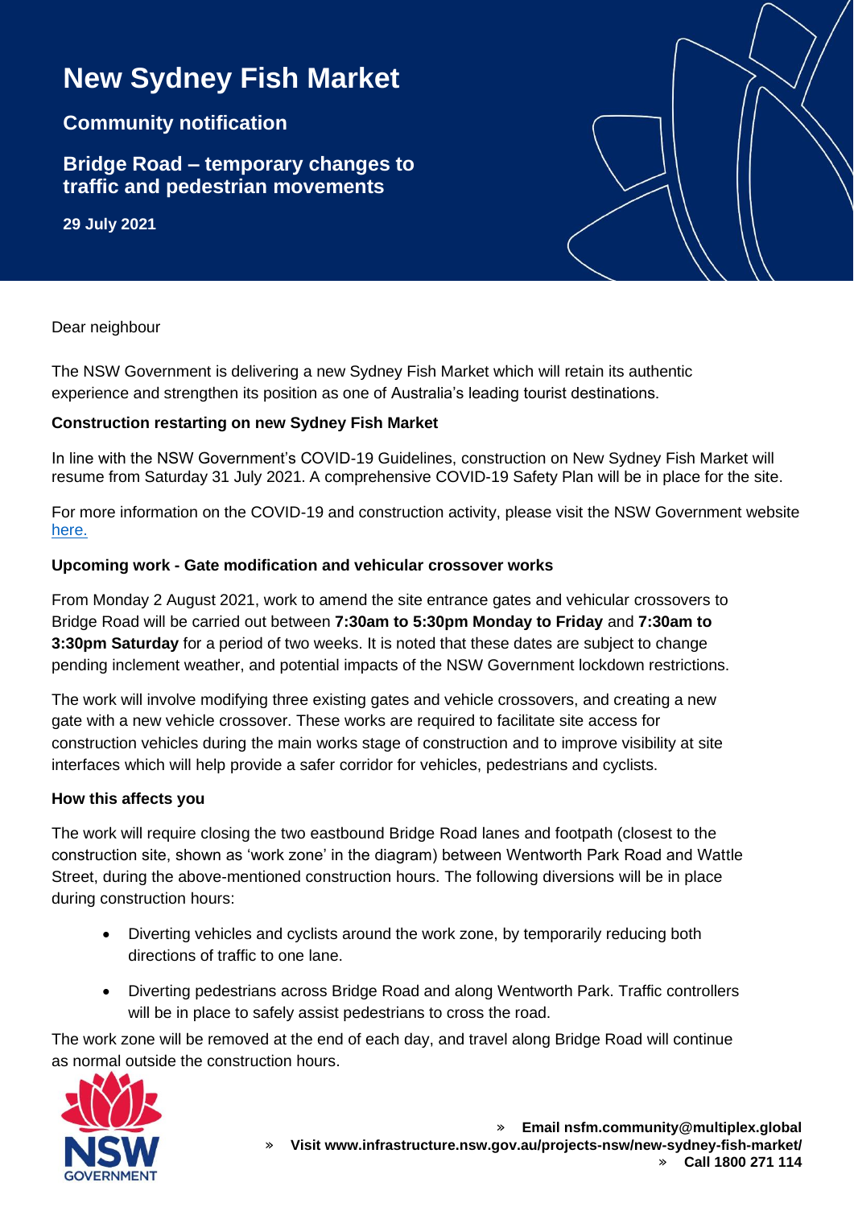# New Sydney Fish Market

## Community notification

## Bridge Road – temporary changes to traffic and pedestrian movements

**29 July 2021**

Dear neighbour

The NSW Government is delivering a new Sydney Fish Market which will retain its authentic experience and strengthen its position as one of Australia's leading tourist destinations.

**Construction restarting on new Sydney Fish Market**

In line with the NSW Government's COVID-19 Guidelines, construction on New Sydney Fish Market will resume from Saturday 31 July 2021. A comprehensive COVID-19 Safety Plan will be in place for the site.

For more information on the COVID-19 and construction activity, please visit the NSW Government website here.

**Upcoming work - Gate modification and vehicular crossover works**

From Monday 2 August 2021, work to amend the site entrance gates and vehicular crossovers to Bridge Road will be carried out between **7:30am to 5:30pm Monday to Friday** and **7:30am to 3:30pm Saturday** for a period of two weeks. It is noted that these dates are subject to change pending inclement weather, and potential impacts of the NSW Government lockdown restrictions.

The work will involve modifying three existing gates and vehicle crossovers, and creating a new gate with a new vehicle crossover. These works are required to facilitate site access for construction vehicles during the main works stage of construction and to improve visibility at site interfaces which will help provide a safer corridor for vehicles, pedestrians and cyclists.

**How this affects you**

The work will require closing the two eastbound Bridge Road lanes and footpath (closest to the construction site, shown as 'work zone' in the diagram) between Wentworth Park Road and Wattle Street, during the above-mentioned construction hours. The following diversions will be in place during construction hours:

- Diverting vehicles and cyclists around the work zone, by temporarily reducing both directions of traffic to one lane.
- Diverting pedestrians across Bridge Road and along Wentworth Park. Traffic controllers will be in place to safely assist pedestrians to cross the road.

The work zone will be removed at the end of each day, and travel along Bridge Road will continue as normal outside the construction hours.

» **Email nsfm.community@multiplex.global**
» **Visit www.infrastructure.nsw.gov.au/projects-nsw/new-sydney-fish-market/**
» **Call 1800 271 114**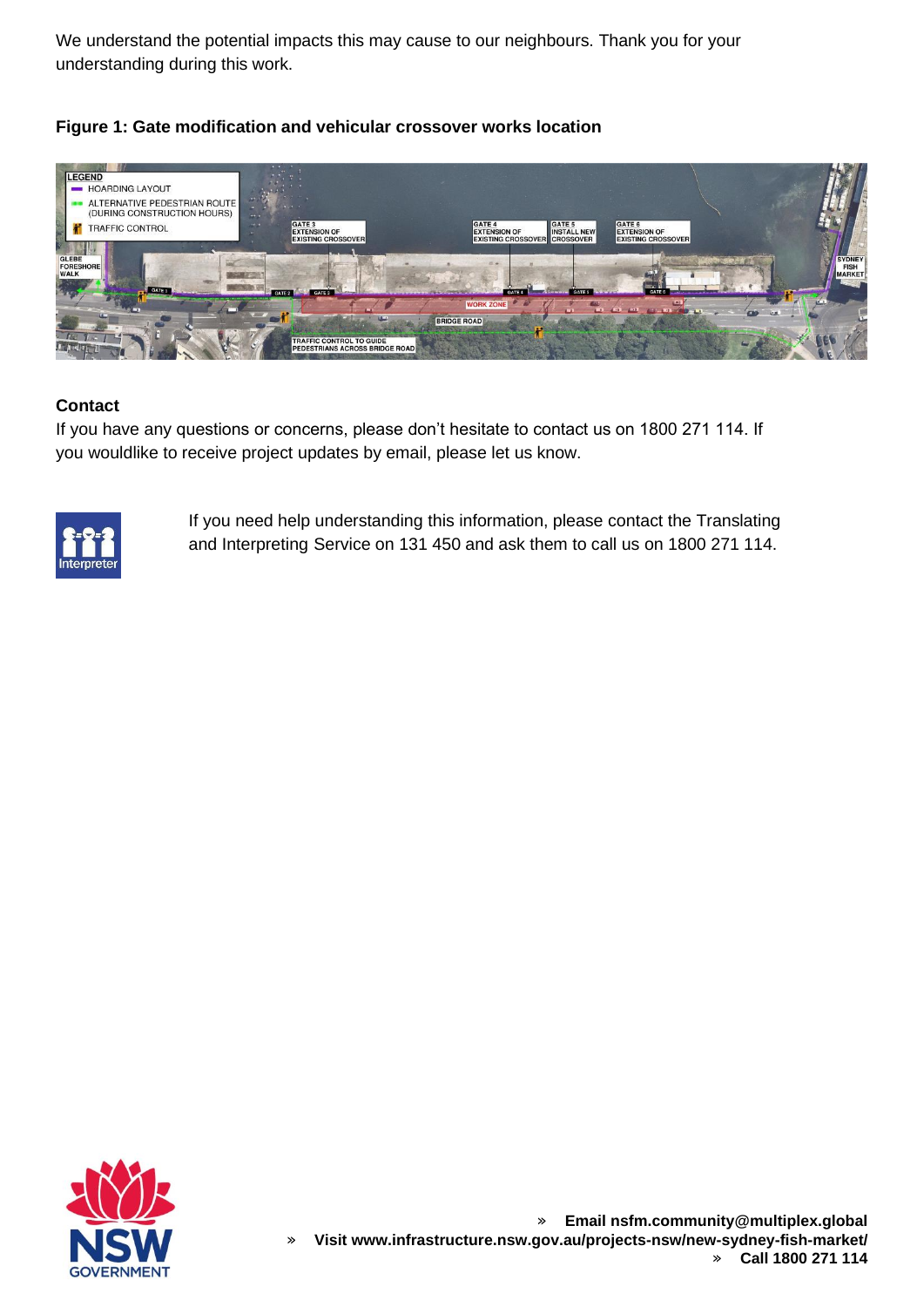We understand the potential impacts this may cause to our neighbours. Thank you for your understanding during this work.

**Figure 1: Gate modification and vehicular crossover works location**

LEGEND
HOARDING LAYOUT
ALTERNATIVE PEDESTRIAN ROUTE (DURING CONSTRUCTION HOURS)
TRAFFIC CONTROL

GLEBE FORESHORE WALK
GATE 3 EXTENSION OF EXISTING CROSSOVER
GATE 4 EXTENSION OF EXISTING CROSSOVER
GATE 5 INSTALL NEW CROSSOVER
GATE 6 EXTENSION OF EXISTING CROSSOVER
SYDNEY FISH MARKET
GATE 1
GATE 2
GATE 3
GATE 4
GATE 5
GATE 6
WORK ZONE
BRIDGE ROAD
TRAFFIC CONTROL TO GUIDE PEDESTRIANS ACROSS BRIDGE ROAD

## Contact

If you have any questions or concerns, please don't hesitate to contact us on 1800 271 114. If you wouldlike to receive project updates by email, please let us know.

If you need help understanding this information, please contact the Translating and Interpreting Service on 131 450 and ask them to call us on 1800 271 114.

- **Email nsfm.community@multiplex.global**
- **Visit www.infrastructure.nsw.gov.au/projects-nsw/new-sydney-fish-market/**
- **Call 1800 271 114**